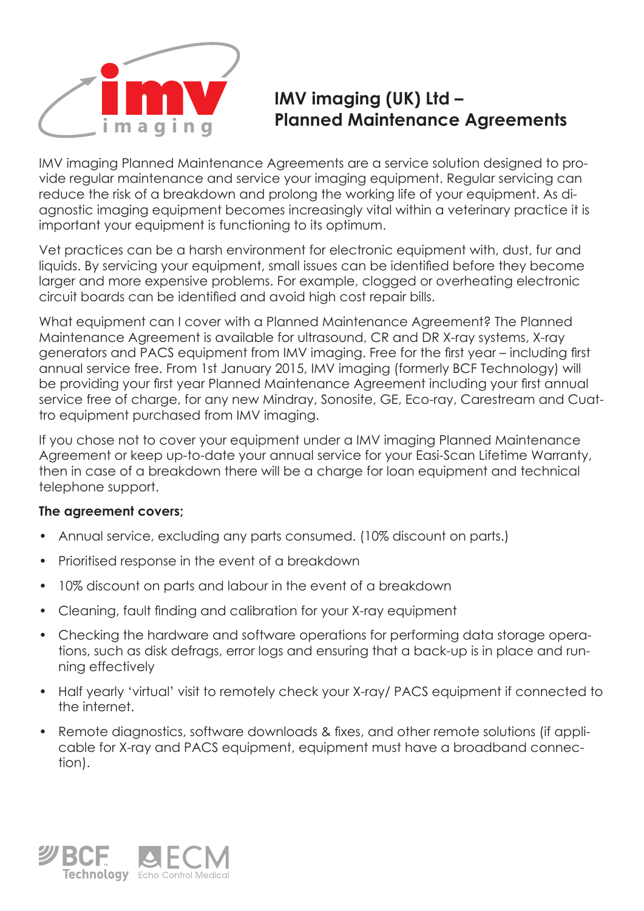# IMV imaging (UK) Ltd – Planned Maintenance Agreements

IMV imaging Planned Maintenance Agreements are a service solution designed to provide regular maintenance and service your imaging equipment. Regular servicing can reduce the risk of a breakdown and prolong the working life of your equipment. As diagnostic imaging equipment becomes increasingly vital within a veterinary practice it is important your equipment is functioning to its optimum.

Vet practices can be a harsh environment for electronic equipment with, dust, fur and liquids. By servicing your equipment, small issues can be identified before they become larger and more expensive problems. For example, clogged or overheating electronic circuit boards can be identified and avoid high cost repair bills.

What equipment can I cover with a Planned Maintenance Agreement? The Planned Maintenance Agreement is available for ultrasound, CR and DR X-ray systems, X-ray generators and PACS equipment from IMV imaging. Free for the first year – including first annual service free. From 1st January 2015, IMV imaging (formerly BCF Technology) will be providing your first year Planned Maintenance Agreement including your first annual service free of charge, for any new Mindray, Sonosite, GE, Eco-ray, Carestream and Cuattro equipment purchased from IMV imaging.

If you chose not to cover your equipment under a IMV imaging Planned Maintenance Agreement or keep up-to-date your annual service for your Easi-Scan Lifetime Warranty, then in case of a breakdown there will be a charge for loan equipment and technical telephone support.

**The agreement covers;**

- Annual service, excluding any parts consumed. (10% discount on parts.)
- Prioritised response in the event of a breakdown
- 10% discount on parts and labour in the event of a breakdown
- Cleaning, fault finding and calibration for your X-ray equipment
- Checking the hardware and software operations for performing data storage operations, such as disk defrags, error logs and ensuring that a back-up is in place and running effectively
- Half yearly 'virtual' visit to remotely check your X-ray/ PACS equipment if connected to the internet.
- Remote diagnostics, software downloads & fixes, and other remote solutions (if applicable for X-ray and PACS equipment, equipment must have a broadband connection).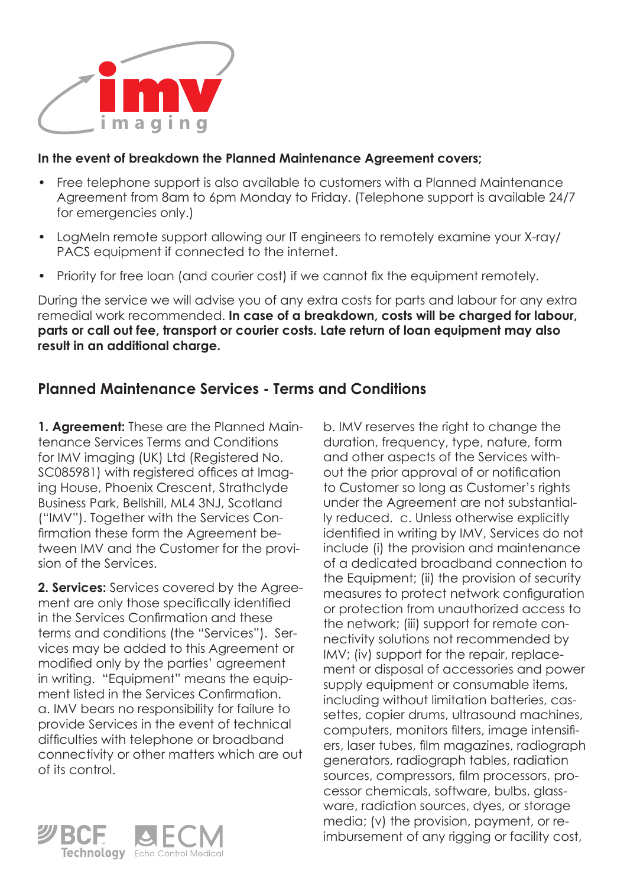**In the event of breakdown the Planned Maintenance Agreement covers;**

- Free telephone support is also available to customers with a Planned Maintenance Agreement from 8am to 6pm Monday to Friday. (Telephone support is available 24/7 for emergencies only.)
- LogMeIn remote support allowing our IT engineers to remotely examine your X-ray/ PACS equipment if connected to the internet.
- Priority for free loan (and courier cost) if we cannot fix the equipment remotely.

During the service we will advise you of any extra costs for parts and labour for any extra remedial work recommended. **In case of a breakdown, costs will be charged for labour, parts or call out fee, transport or courier costs. Late return of loan equipment may also result in an additional charge.**

## Planned Maintenance Services - Terms and Conditions

**1. Agreement:** These are the Planned Maintenance Services Terms and Conditions for IMV imaging (UK) Ltd (Registered No. SC085981) with registered offices at Imaging House, Phoenix Crescent, Strathclyde Business Park, Bellshill, ML4 3NJ, Scotland ("IMV"). Together with the Services Confirmation these form the Agreement between IMV and the Customer for the provision of the Services.

**2. Services:** Services covered by the Agreement are only those specifically identified in the Services Confirmation and these terms and conditions (the "Services"). Services may be added to this Agreement or modified only by the parties' agreement in writing. "Equipment" means the equipment listed in the Services Confirmation. a. IMV bears no responsibility for failure to provide Services in the event of technical difficulties with telephone or broadband connectivity or other matters which are out of its control.

b. IMV reserves the right to change the duration, frequency, type, nature, form and other aspects of the Services without the prior approval of or notification to Customer so long as Customer's rights under the Agreement are not substantially reduced. c. Unless otherwise explicitly identified in writing by IMV, Services do not include (i) the provision and maintenance of a dedicated broadband connection to the Equipment; (ii) the provision of security measures to protect network configuration or protection from unauthorized access to the network; (iii) support for remote connectivity solutions not recommended by IMV; (iv) support for the repair, replacement or disposal of accessories and power supply equipment or consumable items, including without limitation batteries, cassettes, copier drums, ultrasound machines, computers, monitors filters, image intensifiers, laser tubes, film magazines, radiograph generators, radiograph tables, radiation sources, compressors, film processors, processor chemicals, software, bulbs, glassware, radiation sources, dyes, or storage media; (v) the provision, payment, or reimbursement of any rigging or facility cost,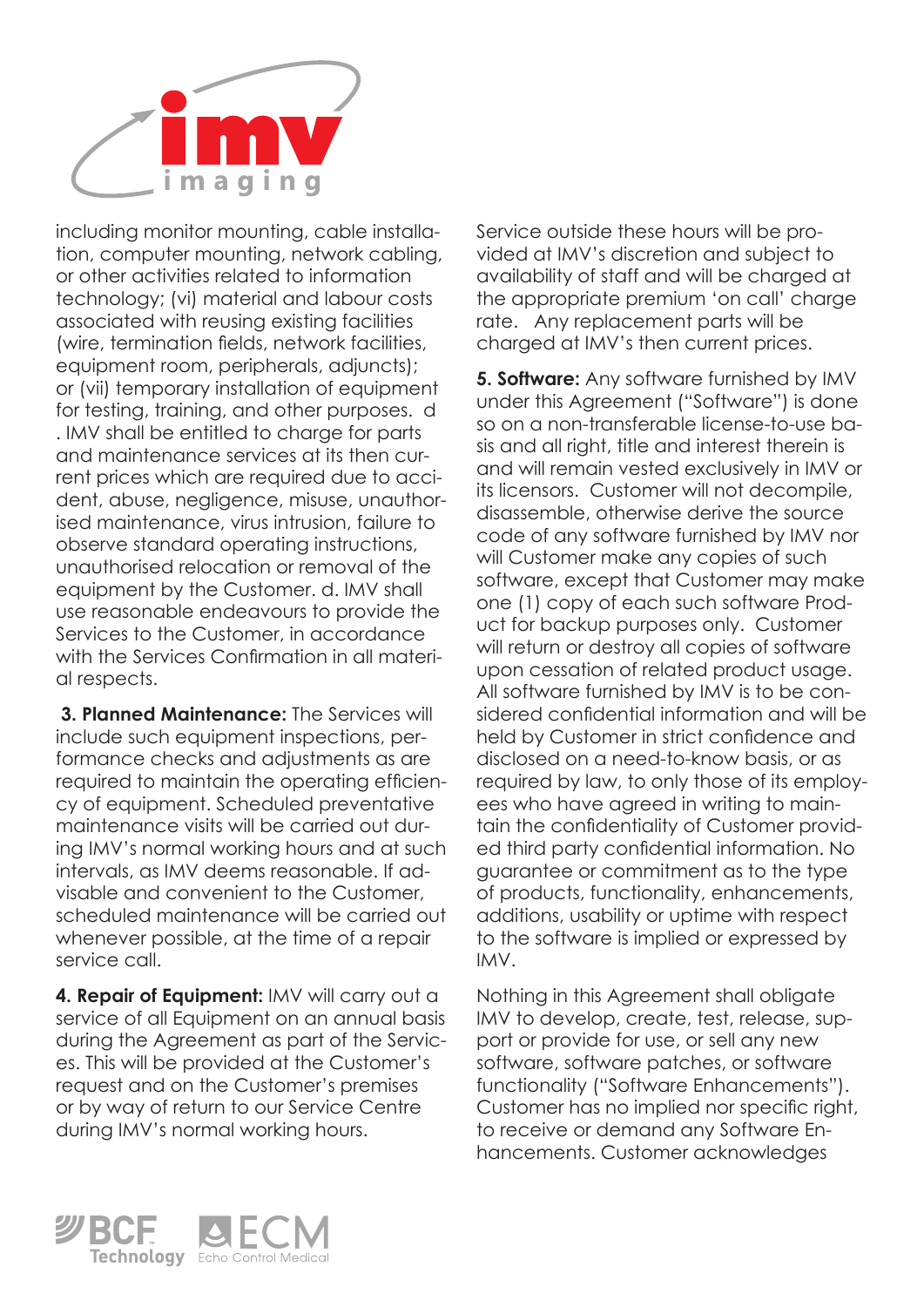including monitor mounting, cable installation, computer mounting, network cabling, or other activities related to information technology; (vi) material and labour costs associated with reusing existing facilities (wire, termination fields, network facilities, equipment room, peripherals, adjuncts); or (vii) temporary installation of equipment for testing, training, and other purposes. d . IMV shall be entitled to charge for parts and maintenance services at its then current prices which are required due to accident, abuse, negligence, misuse, unauthorised maintenance, virus intrusion, failure to observe standard operating instructions, unauthorised relocation or removal of the equipment by the Customer. d. IMV shall use reasonable endeavours to provide the Services to the Customer, in accordance with the Services Confirmation in all material respects.

**3. Planned Maintenance:** The Services will include such equipment inspections, performance checks and adjustments as are required to maintain the operating efficiency of equipment. Scheduled preventative maintenance visits will be carried out during IMV's normal working hours and at such intervals, as IMV deems reasonable. If advisable and convenient to the Customer, scheduled maintenance will be carried out whenever possible, at the time of a repair service call.

**4. Repair of Equipment:** IMV will carry out a service of all Equipment on an annual basis during the Agreement as part of the Services. This will be provided at the Customer's request and on the Customer's premises or by way of return to our Service Centre during IMV's normal working hours.

Service outside these hours will be provided at IMV's discretion and subject to availability of staff and will be charged at the appropriate premium 'on call' charge rate. Any replacement parts will be charged at IMV's then current prices.

**5. Software:** Any software furnished by IMV under this Agreement ("Software") is done so on a non-transferable license-to-use basis and all right, title and interest therein is and will remain vested exclusively in IMV or its licensors. Customer will not decompile, disassemble, otherwise derive the source code of any software furnished by IMV nor will Customer make any copies of such software, except that Customer may make one (1) copy of each such software Product for backup purposes only. Customer will return or destroy all copies of software upon cessation of related product usage. All software furnished by IMV is to be considered confidential information and will be held by Customer in strict confidence and disclosed on a need-to-know basis, or as required by law, to only those of its employees who have agreed in writing to maintain the confidentiality of Customer provided third party confidential information. No guarantee or commitment as to the type of products, functionality, enhancements, additions, usability or uptime with respect to the software is implied or expressed by IMV.

Nothing in this Agreement shall obligate IMV to develop, create, test, release, support or provide for use, or sell any new software, software patches, or software functionality ("Software Enhancements"). Customer has no implied nor specific right, to receive or demand any Software Enhancements. Customer acknowledges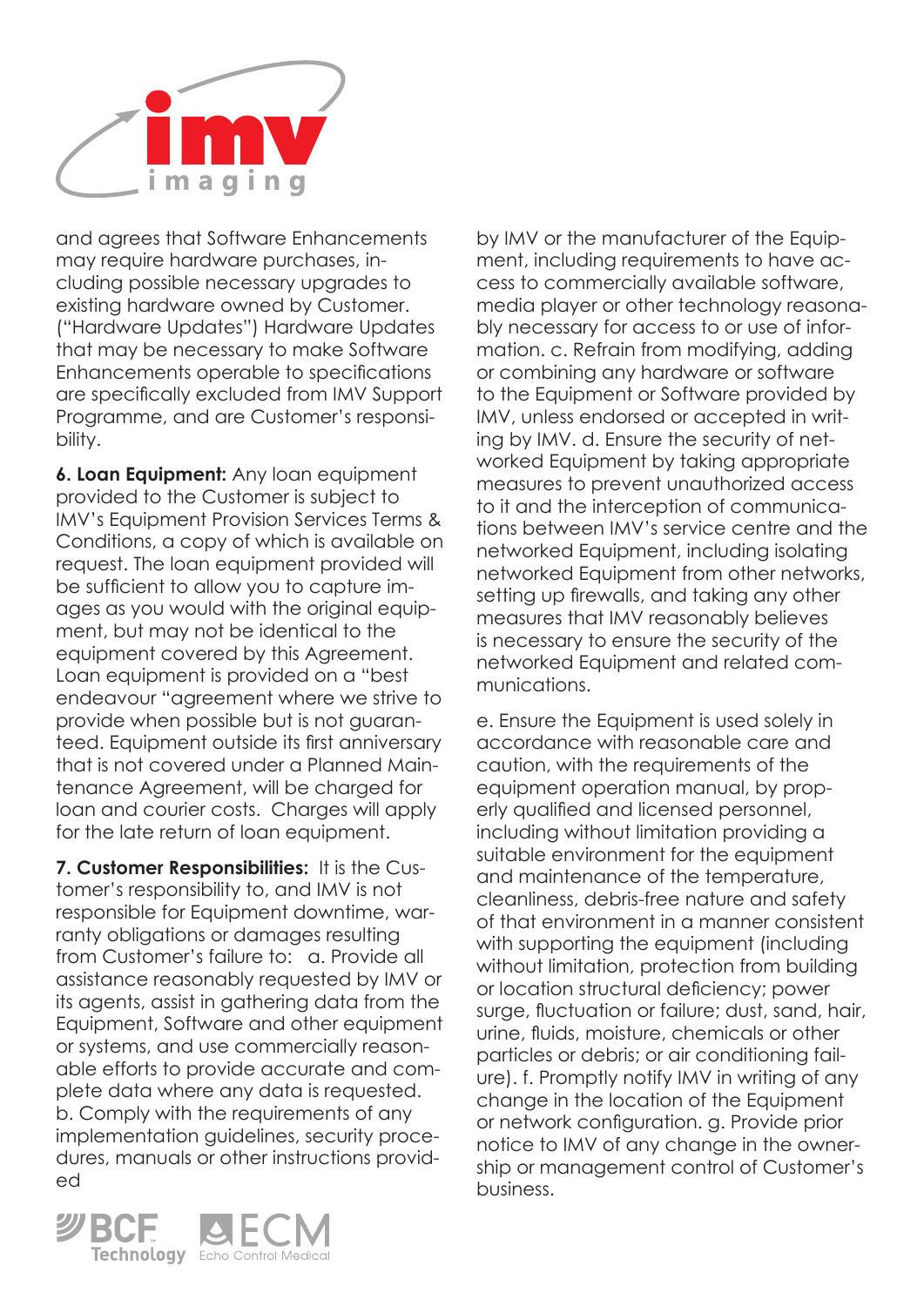and agrees that Software Enhancements may require hardware purchases, including possible necessary upgrades to existing hardware owned by Customer. ("Hardware Updates") Hardware Updates that may be necessary to make Software Enhancements operable to specifications are specifically excluded from IMV Support Programme, and are Customer's responsibility.

**6. Loan Equipment:** Any loan equipment provided to the Customer is subject to IMV's Equipment Provision Services Terms & Conditions, a copy of which is available on request. The loan equipment provided will be sufficient to allow you to capture images as you would with the original equipment, but may not be identical to the equipment covered by this Agreement. Loan equipment is provided on a "best endeavour "agreement where we strive to provide when possible but is not guaranteed. Equipment outside its first anniversary that is not covered under a Planned Maintenance Agreement, will be charged for loan and courier costs. Charges will apply for the late return of loan equipment.

**7. Customer Responsibilities:** It is the Customer's responsibility to, and IMV is not responsible for Equipment downtime, warranty obligations or damages resulting from Customer's failure to: a. Provide all assistance reasonably requested by IMV or its agents, assist in gathering data from the Equipment, Software and other equipment or systems, and use commercially reasonable efforts to provide accurate and complete data where any data is requested. b. Comply with the requirements of any implementation guidelines, security procedures, manuals or other instructions provided by IMV or the manufacturer of the Equipment, including requirements to have access to commercially available software, media player or other technology reasonably necessary for access to or use of information. c. Refrain from modifying, adding or combining any hardware or software to the Equipment or Software provided by IMV, unless endorsed or accepted in writing by IMV. d. Ensure the security of networked Equipment by taking appropriate measures to prevent unauthorized access to it and the interception of communications between IMV's service centre and the networked Equipment, including isolating networked Equipment from other networks, setting up firewalls, and taking any other measures that IMV reasonably believes is necessary to ensure the security of the networked Equipment and related communications.

e. Ensure the Equipment is used solely in accordance with reasonable care and caution, with the requirements of the equipment operation manual, by properly qualified and licensed personnel, including without limitation providing a suitable environment for the equipment and maintenance of the temperature, cleanliness, debris-free nature and safety of that environment in a manner consistent with supporting the equipment (including without limitation, protection from building or location structural deficiency; power surge, fluctuation or failure; dust, sand, hair, urine, fluids, moisture, chemicals or other particles or debris; or air conditioning failure). f. Promptly notify IMV in writing of any change in the location of the Equipment or network configuration. g. Provide prior notice to IMV of any change in the ownership or management control of Customer's business.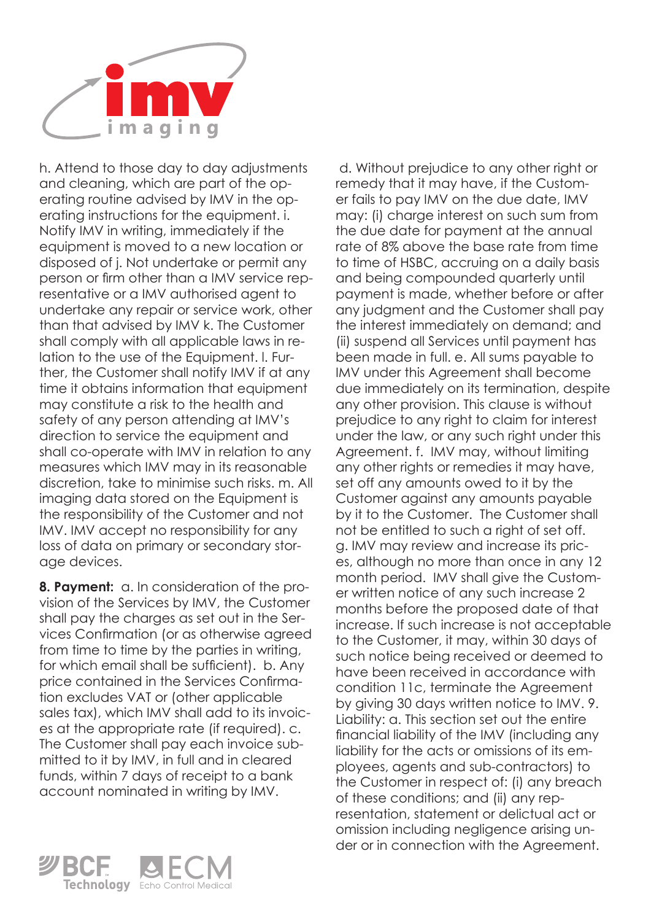h. Attend to those day to day adjustments and cleaning, which are part of the operating routine advised by IMV in the operating instructions for the equipment. i. Notify IMV in writing, immediately if the equipment is moved to a new location or disposed of j. Not undertake or permit any person or firm other than a IMV service representative or a IMV authorised agent to undertake any repair or service work, other than that advised by IMV k. The Customer shall comply with all applicable laws in relation to the use of the Equipment. l. Further, the Customer shall notify IMV if at any time it obtains information that equipment may constitute a risk to the health and safety of any person attending at IMV's direction to service the equipment and shall co-operate with IMV in relation to any measures which IMV may in its reasonable discretion, take to minimise such risks. m. All imaging data stored on the Equipment is the responsibility of the Customer and not IMV. IMV accept no responsibility for any loss of data on primary or secondary storage devices.

**8. Payment:** a. In consideration of the provision of the Services by IMV, the Customer shall pay the charges as set out in the Services Confirmation (or as otherwise agreed from time to time by the parties in writing, for which email shall be sufficient). b. Any price contained in the Services Confirmation excludes VAT or (other applicable sales tax), which IMV shall add to its invoices at the appropriate rate (if required). c. The Customer shall pay each invoice submitted to it by IMV, in full and in cleared funds, within 7 days of receipt to a bank account nominated in writing by IMV.

d. Without prejudice to any other right or remedy that it may have, if the Customer fails to pay IMV on the due date, IMV may: (i) charge interest on such sum from the due date for payment at the annual rate of 8% above the base rate from time to time of HSBC, accruing on a daily basis and being compounded quarterly until payment is made, whether before or after any judgment and the Customer shall pay the interest immediately on demand; and (ii) suspend all Services until payment has been made in full. e. All sums payable to IMV under this Agreement shall become due immediately on its termination, despite any other provision. This clause is without prejudice to any right to claim for interest under the law, or any such right under this Agreement. f. IMV may, without limiting any other rights or remedies it may have, set off any amounts owed to it by the Customer against any amounts payable by it to the Customer. The Customer shall not be entitled to such a right of set off. g. IMV may review and increase its prices, although no more than once in any 12 month period. IMV shall give the Customer written notice of any such increase 2 months before the proposed date of that increase. If such increase is not acceptable to the Customer, it may, within 30 days of such notice being received or deemed to have been received in accordance with condition 11c, terminate the Agreement by giving 30 days written notice to IMV. 9. Liability: a. This section set out the entire financial liability of the IMV (including any liability for the acts or omissions of its employees, agents and sub-contractors) to the Customer in respect of: (i) any breach of these conditions; and (ii) any representation, statement or delictual act or omission including negligence arising under or in connection with the Agreement.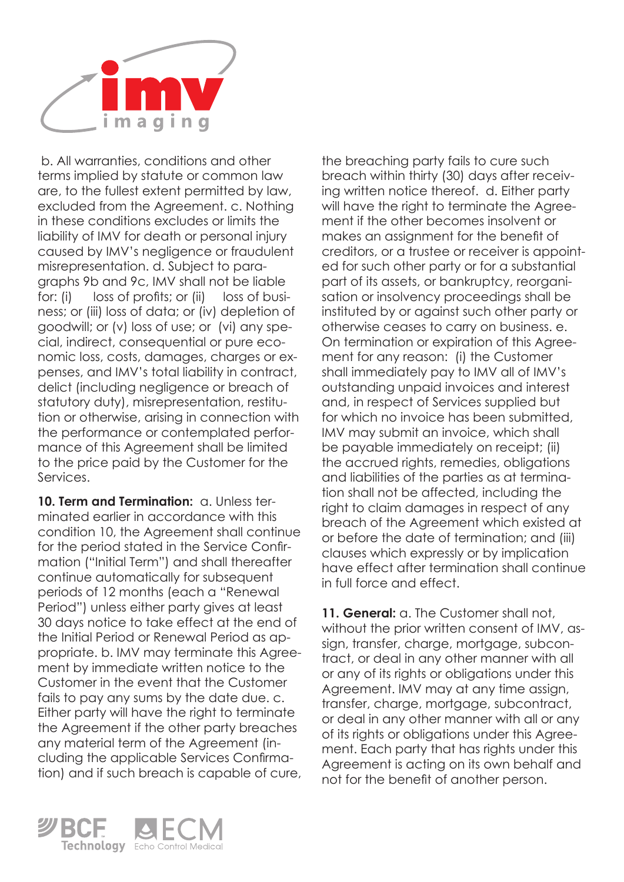b. All warranties, conditions and other terms implied by statute or common law are, to the fullest extent permitted by law, excluded from the Agreement. c. Nothing in these conditions excludes or limits the liability of IMV for death or personal injury caused by IMV's negligence or fraudulent misrepresentation. d. Subject to paragraphs 9b and 9c, IMV shall not be liable for: (i) loss of profits; or (ii) loss of business; or (iii) loss of data; or (iv) depletion of goodwill; or (v) loss of use; or (vi) any special, indirect, consequential or pure economic loss, costs, damages, charges or expenses, and IMV's total liability in contract, delict (including negligence or breach of statutory duty), misrepresentation, restitution or otherwise, arising in connection with the performance or contemplated performance of this Agreement shall be limited to the price paid by the Customer for the Services.

**10. Term and Termination:** a. Unless terminated earlier in accordance with this condition 10, the Agreement shall continue for the period stated in the Service Confirmation ("Initial Term") and shall thereafter continue automatically for subsequent periods of 12 months (each a "Renewal Period") unless either party gives at least 30 days notice to take effect at the end of the Initial Period or Renewal Period as appropriate. b. IMV may terminate this Agreement by immediate written notice to the Customer in the event that the Customer fails to pay any sums by the date due. c. Either party will have the right to terminate the Agreement if the other party breaches any material term of the Agreement (including the applicable Services Confirmation) and if such breach is capable of cure, the breaching party fails to cure such breach within thirty (30) days after receiving written notice thereof. d. Either party will have the right to terminate the Agreement if the other becomes insolvent or makes an assignment for the benefit of creditors, or a trustee or receiver is appointed for such other party or for a substantial part of its assets, or bankruptcy, reorganisation or insolvency proceedings shall be instituted by or against such other party or otherwise ceases to carry on business. e. On termination or expiration of this Agreement for any reason: (i) the Customer shall immediately pay to IMV all of IMV's outstanding unpaid invoices and interest and, in respect of Services supplied but for which no invoice has been submitted, IMV may submit an invoice, which shall be payable immediately on receipt; (ii) the accrued rights, remedies, obligations and liabilities of the parties as at termination shall not be affected, including the right to claim damages in respect of any breach of the Agreement which existed at or before the date of termination; and (iii) clauses which expressly or by implication have effect after termination shall continue in full force and effect.

**11. General:** a. The Customer shall not, without the prior written consent of IMV, assign, transfer, charge, mortgage, subcontract, or deal in any other manner with all or any of its rights or obligations under this Agreement. IMV may at any time assign, transfer, charge, mortgage, subcontract, or deal in any other manner with all or any of its rights or obligations under this Agreement. Each party that has rights under this Agreement is acting on its own behalf and not for the benefit of another person.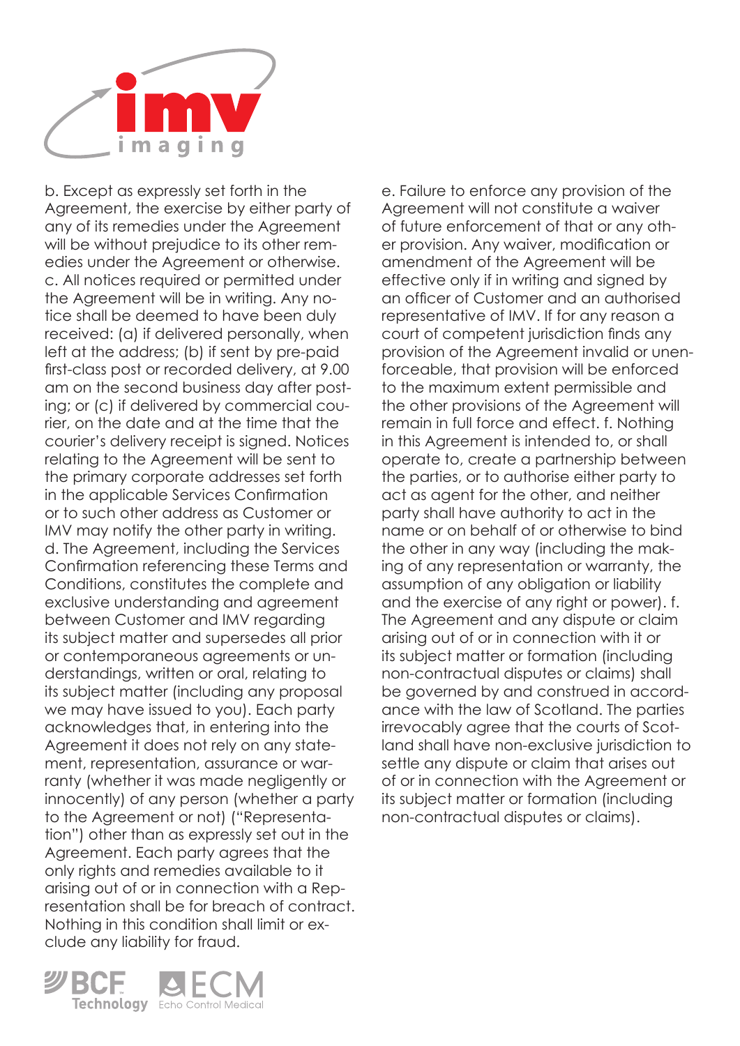b. Except as expressly set forth in the Agreement, the exercise by either party of any of its remedies under the Agreement will be without prejudice to its other remedies under the Agreement or otherwise. c. All notices required or permitted under the Agreement will be in writing. Any notice shall be deemed to have been duly received: (a) if delivered personally, when left at the address; (b) if sent by pre-paid first-class post or recorded delivery, at 9.00 am on the second business day after posting; or (c) if delivered by commercial courier, on the date and at the time that the courier's delivery receipt is signed. Notices relating to the Agreement will be sent to the primary corporate addresses set forth in the applicable Services Confirmation or to such other address as Customer or IMV may notify the other party in writing. d. The Agreement, including the Services Confirmation referencing these Terms and Conditions, constitutes the complete and exclusive understanding and agreement between Customer and IMV regarding its subject matter and supersedes all prior or contemporaneous agreements or understandings, written or oral, relating to its subject matter (including any proposal we may have issued to you). Each party acknowledges that, in entering into the Agreement it does not rely on any statement, representation, assurance or warranty (whether it was made negligently or innocently) of any person (whether a party to the Agreement or not) ("Representation") other than as expressly set out in the Agreement. Each party agrees that the only rights and remedies available to it arising out of or in connection with a Representation shall be for breach of contract. Nothing in this condition shall limit or exclude any liability for fraud.

e. Failure to enforce any provision of the Agreement will not constitute a waiver of future enforcement of that or any other provision. Any waiver, modification or amendment of the Agreement will be effective only if in writing and signed by an officer of Customer and an authorised representative of IMV. If for any reason a court of competent jurisdiction finds any provision of the Agreement invalid or unenforceable, that provision will be enforced to the maximum extent permissible and the other provisions of the Agreement will remain in full force and effect. f. Nothing in this Agreement is intended to, or shall operate to, create a partnership between the parties, or to authorise either party to act as agent for the other, and neither party shall have authority to act in the name or on behalf of or otherwise to bind the other in any way (including the making of any representation or warranty, the assumption of any obligation or liability and the exercise of any right or power). f. The Agreement and any dispute or claim arising out of or in connection with it or its subject matter or formation (including non-contractual disputes or claims) shall be governed by and construed in accordance with the law of Scotland. The parties irrevocably agree that the courts of Scotland shall have non-exclusive jurisdiction to settle any dispute or claim that arises out of or in connection with the Agreement or its subject matter or formation (including non-contractual disputes or claims).